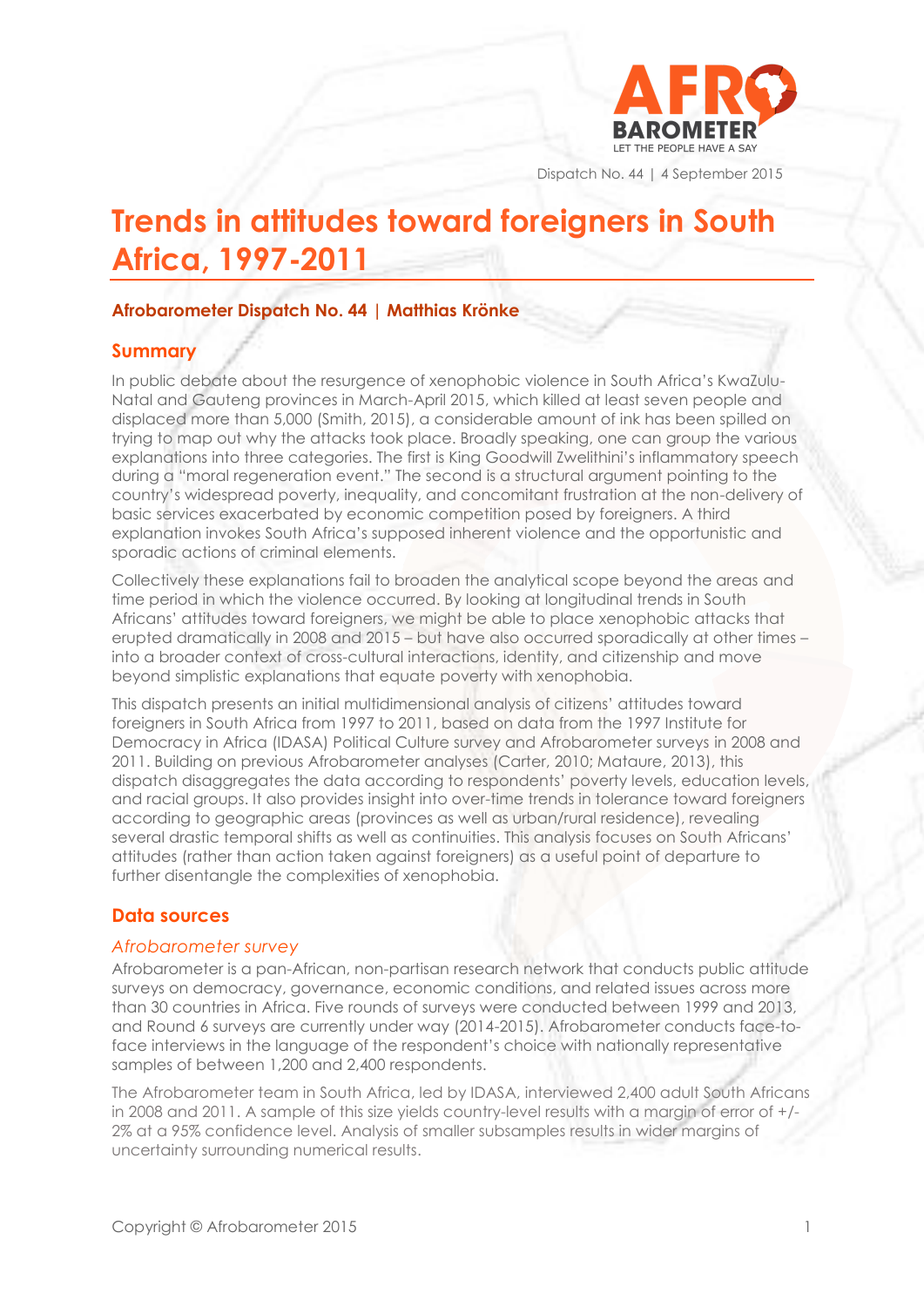Dispatch No. 44 | 4 September 2015

# Trends in attitudes toward foreigners in South Africa, 1997-2011

**Afrobarometer Dispatch No. 44 | Matthias Krönke**

## Summary

In public debate about the resurgence of xenophobic violence in South Africa's KwaZulu-Natal and Gauteng provinces in March-April 2015, which killed at least seven people and displaced more than 5,000 (Smith, 2015), a considerable amount of ink has been spilled on trying to map out why the attacks took place. Broadly speaking, one can group the various explanations into three categories. The first is King Goodwill Zwelithini's inflammatory speech during a "moral regeneration event." The second is a structural argument pointing to the country's widespread poverty, inequality, and concomitant frustration at the non-delivery of basic services exacerbated by economic competition posed by foreigners. A third explanation invokes South Africa's supposed inherent violence and the opportunistic and sporadic actions of criminal elements.

Collectively these explanations fail to broaden the analytical scope beyond the areas and time period in which the violence occurred. By looking at longitudinal trends in South Africans' attitudes toward foreigners, we might be able to place xenophobic attacks that erupted dramatically in 2008 and 2015 – but have also occurred sporadically at other times – into a broader context of cross-cultural interactions, identity, and citizenship and move beyond simplistic explanations that equate poverty with xenophobia.

This dispatch presents an initial multidimensional analysis of citizens' attitudes toward foreigners in South Africa from 1997 to 2011, based on data from the 1997 Institute for Democracy in Africa (IDASA) Political Culture survey and Afrobarometer surveys in 2008 and 2011. Building on previous Afrobarometer analyses (Carter, 2010; Mataure, 2013), this dispatch disaggregates the data according to respondents' poverty levels, education levels, and racial groups. It also provides insight into over-time trends in tolerance toward foreigners according to geographic areas (provinces as well as urban/rural residence), revealing several drastic temporal shifts as well as continuities. This analysis focuses on South Africans' attitudes (rather than action taken against foreigners) as a useful point of departure to further disentangle the complexities of xenophobia.

## Data sources

### *Afrobarometer survey*

Afrobarometer is a pan-African, non-partisan research network that conducts public attitude surveys on democracy, governance, economic conditions, and related issues across more than 30 countries in Africa. Five rounds of surveys were conducted between 1999 and 2013, and Round 6 surveys are currently under way (2014-2015). Afrobarometer conducts face-to-face interviews in the language of the respondent's choice with nationally representative samples of between 1,200 and 2,400 respondents.

The Afrobarometer team in South Africa, led by IDASA, interviewed 2,400 adult South Africans in 2008 and 2011. A sample of this size yields country-level results with a margin of error of +/-2% at a 95% confidence level. Analysis of smaller subsamples results in wider margins of uncertainty surrounding numerical results.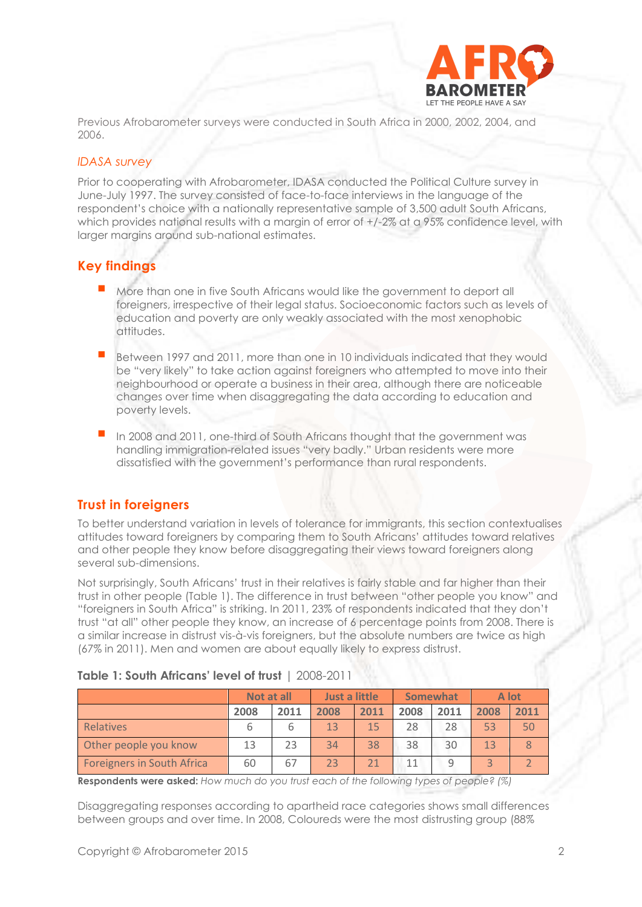Previous Afrobarometer surveys were conducted in South Africa in 2000, 2002, 2004, and 2006.

### *IDASA survey*

Prior to cooperating with Afrobarometer, IDASA conducted the Political Culture survey in June-July 1997. The survey consisted of face-to-face interviews in the language of the respondent's choice with a nationally representative sample of 3,500 adult South Africans, which provides national results with a margin of error of +/-2% at a 95% confidence level, with larger margins around sub-national estimates.

## Key findings

- More than one in five South Africans would like the government to deport all foreigners, irrespective of their legal status. Socioeconomic factors such as levels of education and poverty are only weakly associated with the most xenophobic attitudes.
- Between 1997 and 2011, more than one in 10 individuals indicated that they would be "very likely" to take action against foreigners who attempted to move into their neighbourhood or operate a business in their area, although there are noticeable changes over time when disaggregating the data according to education and poverty levels.
- In 2008 and 2011, one-third of South Africans thought that the government was handling immigration-related issues "very badly." Urban residents were more dissatisfied with the government's performance than rural respondents.

## Trust in foreigners

To better understand variation in levels of tolerance for immigrants, this section contextualises attitudes toward foreigners by comparing them to South Africans' attitudes toward relatives and other people they know before disaggregating their views toward foreigners along several sub-dimensions.

Not surprisingly, South Africans' trust in their relatives is fairly stable and far higher than their trust in other people (Table 1). The difference in trust between "other people you know" and "foreigners in South Africa" is striking. In 2011, 23% of respondents indicated that they don't trust "at all" other people they know, an increase of 6 percentage points from 2008. There is a similar increase in distrust vis-à-vis foreigners, but the absolute numbers are twice as high (67% in 2011). Men and women are about equally likely to express distrust.

**Table 1: South Africans' level of trust** | 2008-2011

| | Not at all | | Just a little | | Somewhat | | A lot | |
|---|---|---|---|---|---|---|---|---|
| | 2008 | 2011 | 2008 | 2011 | 2008 | 2011 | 2008 | 2011 |
| Relatives | 6 | 6 | 13 | 15 | 28 | 28 | 53 | 50 |
| Other people you know | 13 | 23 | 34 | 38 | 38 | 30 | 13 | 8 |
| Foreigners in South Africa | 60 | 67 | 23 | 21 | 11 | 9 | 3 | 2 |

**Respondents were asked:** *How much do you trust each of the following types of people? (%)*

Disaggregating responses according to apartheid race categories shows small differences between groups and over time. In 2008, Coloureds were the most distrusting group (88%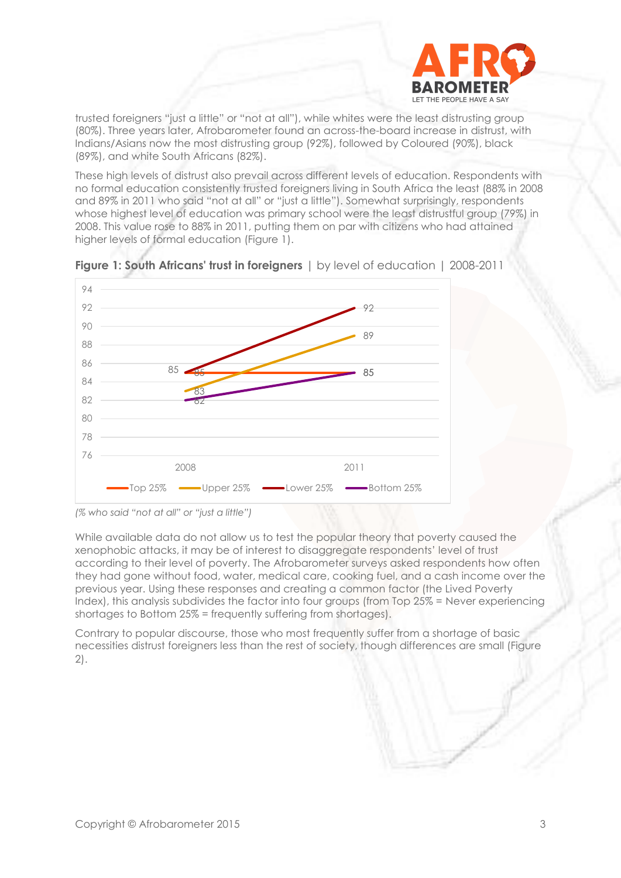trusted foreigners "just a little" or "not at all"), while whites were the least distrusting group (80%). Three years later, Afrobarometer found an across-the-board increase in distrust, with Indians/Asians now the most distrusting group (92%), followed by Coloured (90%), black (89%), and white South Africans (82%).

These high levels of distrust also prevail across different levels of education. Respondents with no formal education consistently trusted foreigners living in South Africa the least (88% in 2008 and 89% in 2011 who said "not at all" or "just a little"). Somewhat surprisingly, respondents whose highest level of education was primary school were the least distrustful group (79%) in 2008. This value rose to 88% in 2011, putting them on par with citizens who had attained higher levels of formal education (Figure 1).

**Figure 1: South Africans' trust in foreigners** | by level of education | 2008-2011

| | 2008 | 2011 |
|---|---|---|
| Top 25% | 85 | 85 |
| Upper 25% | 83 | 89 |
| Lower 25% | 85 | 92 |
| Bottom 25% | 82 | 85 |

*(% who said "not at all" or "just a little")*

While available data do not allow us to test the popular theory that poverty caused the xenophobic attacks, it may be of interest to disaggregate respondents' level of trust according to their level of poverty. The Afrobarometer surveys asked respondents how often they had gone without food, water, medical care, cooking fuel, and a cash income over the previous year. Using these responses and creating a common factor (the Lived Poverty Index), this analysis subdivides the factor into four groups (from Top 25% = Never experiencing shortages to Bottom 25% = frequently suffering from shortages).

Contrary to popular discourse, those who most frequently suffer from a shortage of basic necessities distrust foreigners less than the rest of society, though differences are small (Figure 2).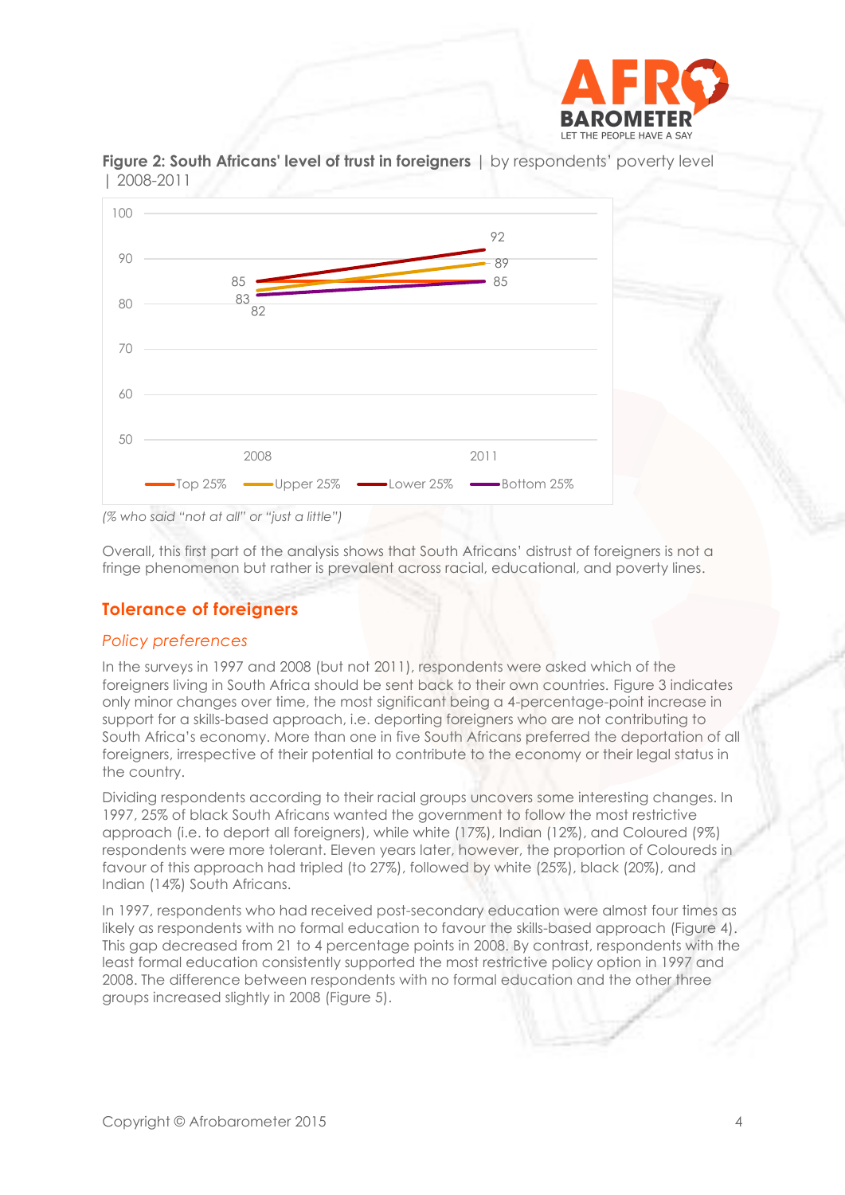**Figure 2: South Africans' level of trust in foreigners** | by respondents' poverty level | 2008-2011

*(% who said "not at all" or "just a little")*

Overall, this first part of the analysis shows that South Africans' distrust of foreigners is not a fringe phenomenon but rather is prevalent across racial, educational, and poverty lines.

## Tolerance of foreigners

### *Policy preferences*

In the surveys in 1997 and 2008 (but not 2011), respondents were asked which of the foreigners living in South Africa should be sent back to their own countries. Figure 3 indicates only minor changes over time, the most significant being a 4-percentage-point increase in support for a skills-based approach, i.e. deporting foreigners who are not contributing to South Africa's economy. More than one in five South Africans preferred the deportation of all foreigners, irrespective of their potential to contribute to the economy or their legal status in the country.

Dividing respondents according to their racial groups uncovers some interesting changes. In 1997, 25% of black South Africans wanted the government to follow the most restrictive approach (i.e. to deport all foreigners), while white (17%), Indian (12%), and Coloured (9%) respondents were more tolerant. Eleven years later, however, the proportion of Coloureds in favour of this approach had tripled (to 27%), followed by white (25%), black (20%), and Indian (14%) South Africans.

In 1997, respondents who had received post-secondary education were almost four times as likely as respondents with no formal education to favour the skills-based approach (Figure 4). This gap decreased from 21 to 4 percentage points in 2008. By contrast, respondents with the least formal education consistently supported the most restrictive policy option in 1997 and 2008. The difference between respondents with no formal education and the other three groups increased slightly in 2008 (Figure 5).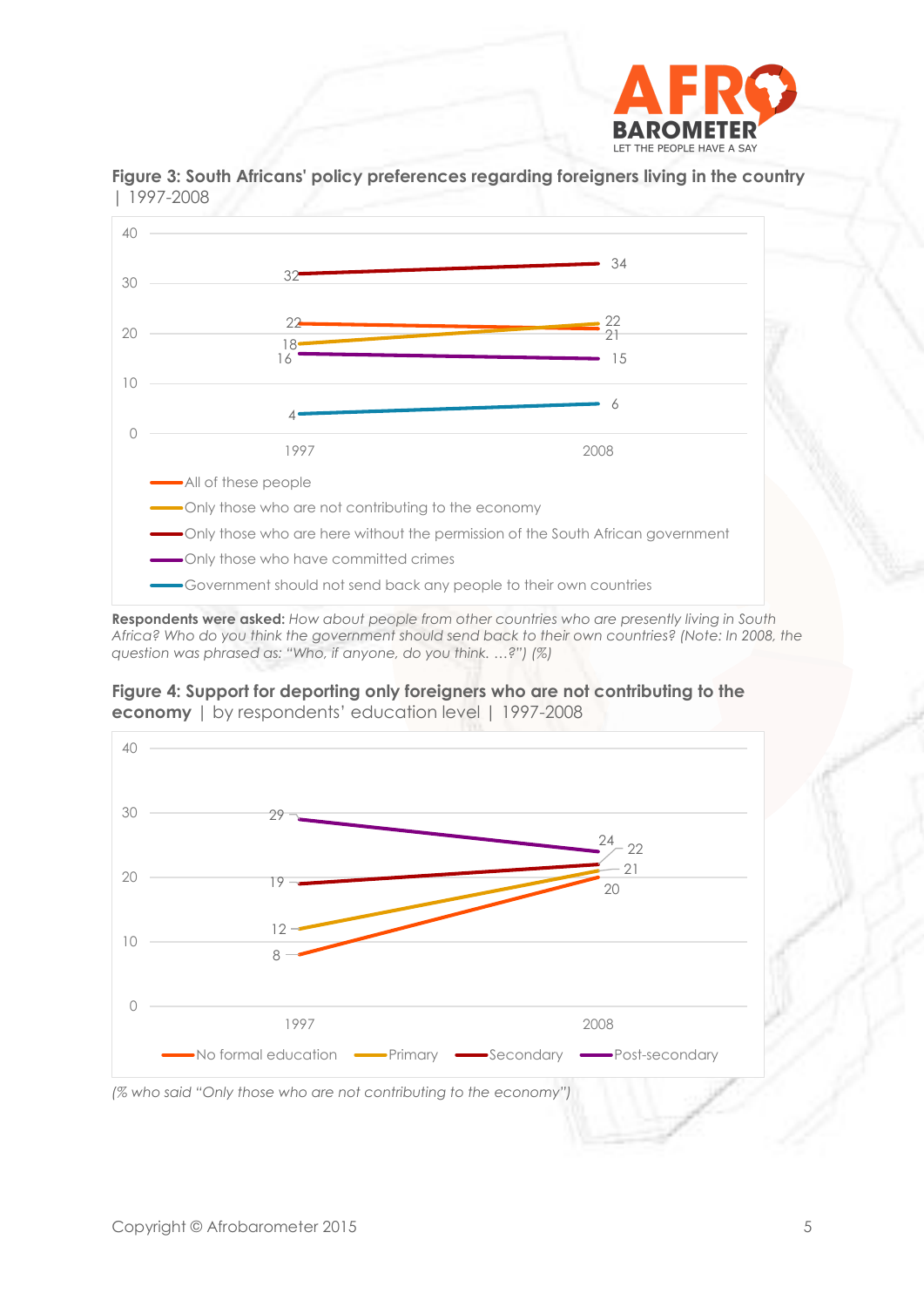**Figure 3: South Africans' policy preferences regarding foreigners living in the country** | 1997-2008

| | 1997 | 2008 |
|---|---|---|
| All of these people | 22 | 21 |
| Only those who are not contributing to the economy | 18 | 22 |
| Only those who are here without the permission of the South African government | 32 | 34 |
| Only those who have committed crimes | 16 | 15 |
| Government should not send back any people to their own countries | 4 | 6 |

**Respondents were asked:** *How about people from other countries who are presently living in South Africa? Who do you think the government should send back to their own countries? (Note: In 2008, the question was phrased as: "Who, if anyone, do you think. …?") (%)*

**Figure 4: Support for deporting only foreigners who are not contributing to the economy** | by respondents' education level | 1997-2008

| | 1997 | 2008 |
|---|---|---|
| No formal education | 8 | 20 |
| Primary | 12 | 21 |
| Secondary | 19 | 22 |
| Post-secondary | 29 | 24 |

*(% who said "Only those who are not contributing to the economy")*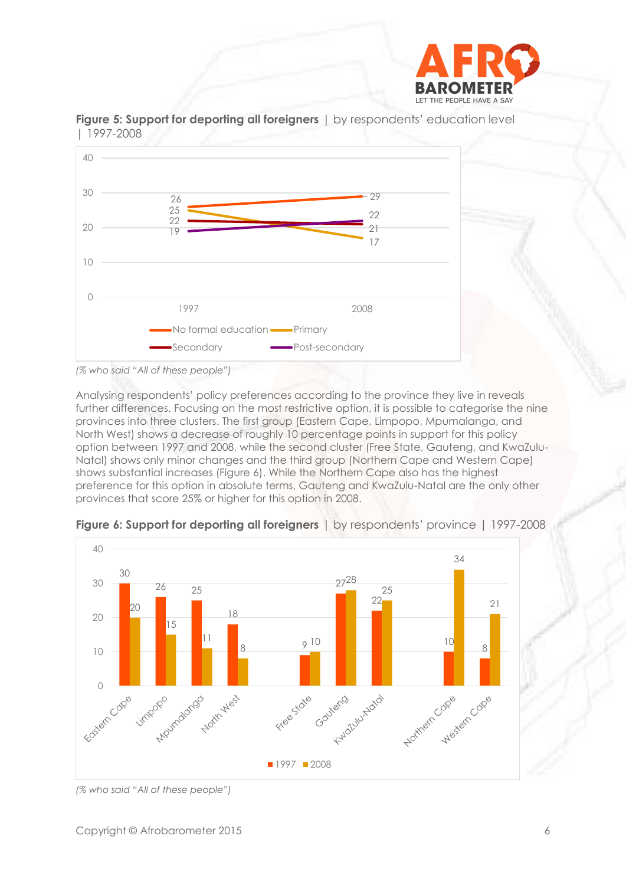**Figure 5: Support for deporting all foreigners** | by respondents' education level | 1997-2008

| | 1997 | 2008 |
|---|---|---|
| No formal education | 26 | 29 |
| Primary | 25 | 17 |
| Secondary | 22 | 21 |
| Post-secondary | 19 | 22 |

*(% who said "All of these people")*

Analysing respondents' policy preferences according to the province they live in reveals further differences. Focusing on the most restrictive option, it is possible to categorise the nine provinces into three clusters. The first group (Eastern Cape, Limpopo, Mpumalanga, and North West) shows a decrease of roughly 10 percentage points in support for this policy option between 1997 and 2008, while the second cluster (Free State, Gauteng, and KwaZulu-Natal) shows only minor changes and the third group (Northern Cape and Western Cape) shows substantial increases (Figure 6). While the Northern Cape also has the highest preference for this option in absolute terms, Gauteng and KwaZulu-Natal are the only other provinces that score 25% or higher for this option in 2008.

**Figure 6: Support for deporting all foreigners** | by respondents' province | 1997-2008

| | 1997 | 2008 |
|---|---|---|
| Eastern Cape | 30 | 20 |
| Limpopo | 26 | 15 |
| Mpumalanga | 25 | 11 |
| North West | 18 | 8 |
| Free State | 9 | 10 |
| Gauteng | 27 | 28 |
| KwaZulu-Natal | 22 | 25 |
| Northern Cape | 10 | 34 |
| Western Cape | 8 | 21 |

*(% who said "All of these people")*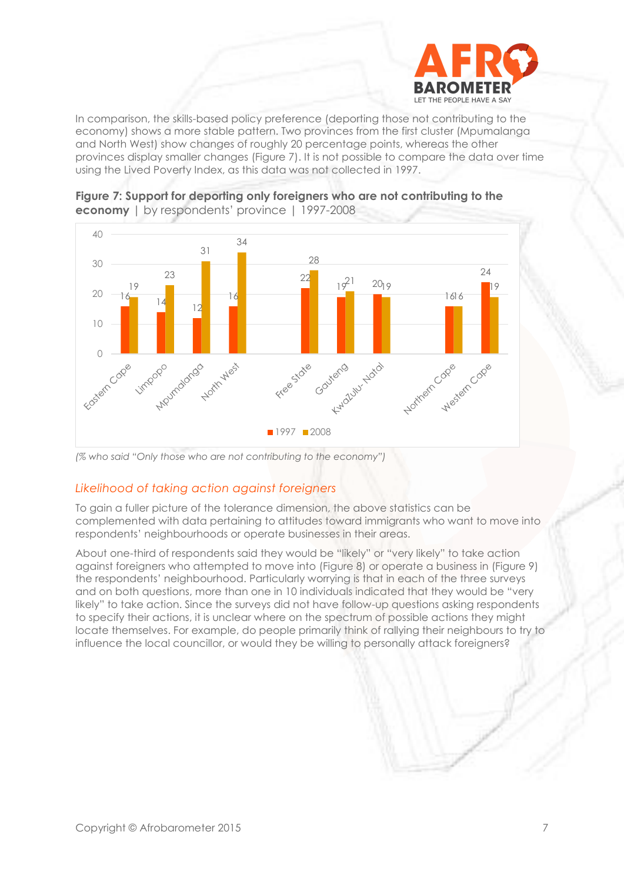In comparison, the skills-based policy preference (deporting those not contributing to the economy) shows a more stable pattern. Two provinces from the first cluster (Mpumalanga and North West) show changes of roughly 20 percentage points, whereas the other provinces display smaller changes (Figure 7). It is not possible to compare the data over time using the Lived Poverty Index, as this data was not collected in 1997.

**Figure 7: Support for deporting only foreigners who are not contributing to the economy** | by respondents' province | 1997-2008

| Province | 1997 | 2008 |
|---|---|---|
| Eastern Cape | 16 | 19 |
| Limpopo | 14 | 23 |
| Mpumalanga | 12 | 31 |
| North West | 16 | 34 |
| Free State | 22 | 28 |
| Gauteng | 19 | 21 |
| KwaZulu-Natal | 20 | 19 |
| Northern Cape | 16 | 16 |
| Western Cape | 24 | 19 |

*(% who said "Only those who are not contributing to the economy")*

## *Likelihood of taking action against foreigners*

To gain a fuller picture of the tolerance dimension, the above statistics can be complemented with data pertaining to attitudes toward immigrants who want to move into respondents' neighbourhoods or operate businesses in their areas.

About one-third of respondents said they would be "likely" or "very likely" to take action against foreigners who attempted to move into (Figure 8) or operate a business in (Figure 9) the respondents' neighbourhood. Particularly worrying is that in each of the three surveys and on both questions, more than one in 10 individuals indicated that they would be "very likely" to take action. Since the surveys did not have follow-up questions asking respondents to specify their actions, it is unclear where on the spectrum of possible actions they might locate themselves. For example, do people primarily think of rallying their neighbours to try to influence the local councillor, or would they be willing to personally attack foreigners?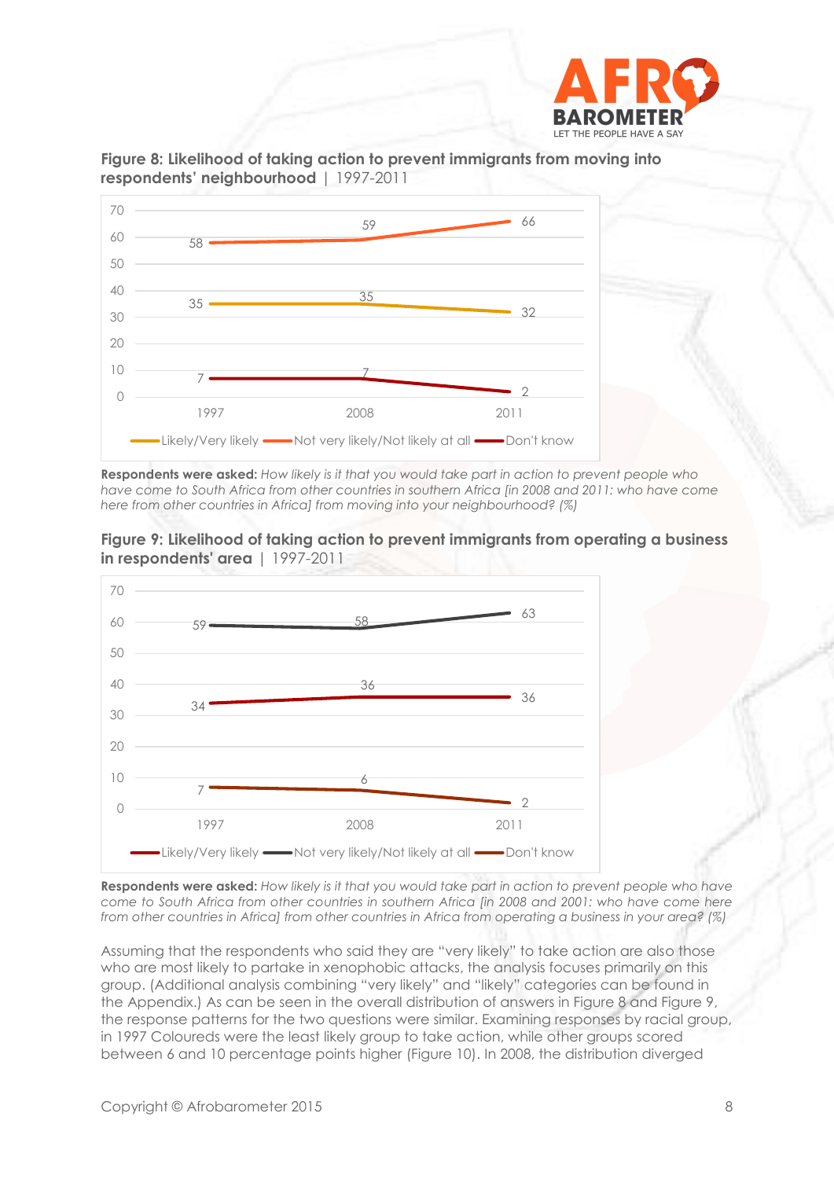**Figure 8: Likelihood of taking action to prevent immigrants from moving into respondents' neighbourhood** | 1997-2011

| | 1997 | 2008 | 2011 |
|---|---|---|---|
| Likely/Very likely | 35 | 35 | 32 |
| Not very likely/Not likely at all | 58 | 59 | 66 |
| Don't know | 7 | 7 | 2 |

**Respondents were asked:** *How likely is it that you would take part in action to prevent people who have come to South Africa from other countries in southern Africa [in 2008 and 2011: who have come here from other countries in Africa] from moving into your neighbourhood? (%)*

**Figure 9: Likelihood of taking action to prevent immigrants from operating a business in respondents' area** | 1997-2011

| | 1997 | 2008 | 2011 |
|---|---|---|---|
| Likely/Very likely | 34 | 36 | 36 |
| Not very likely/Not likely at all | 59 | 58 | 63 |
| Don't know | 7 | 6 | 2 |

**Respondents were asked:** *How likely is it that you would take part in action to prevent people who have come to South Africa from other countries in southern Africa [in 2008 and 2001: who have come here from other countries in Africa] from other countries in Africa from operating a business in your area? (%)*

Assuming that the respondents who said they are "very likely" to take action are also those who are most likely to partake in xenophobic attacks, the analysis focuses primarily on this group. (Additional analysis combining "very likely" and "likely" categories can be found in the Appendix.) As can be seen in the overall distribution of answers in Figure 8 and Figure 9, the response patterns for the two questions were similar. Examining responses by racial group, in 1997 Coloureds were the least likely group to take action, while other groups scored between 6 and 10 percentage points higher (Figure 10). In 2008, the distribution diverged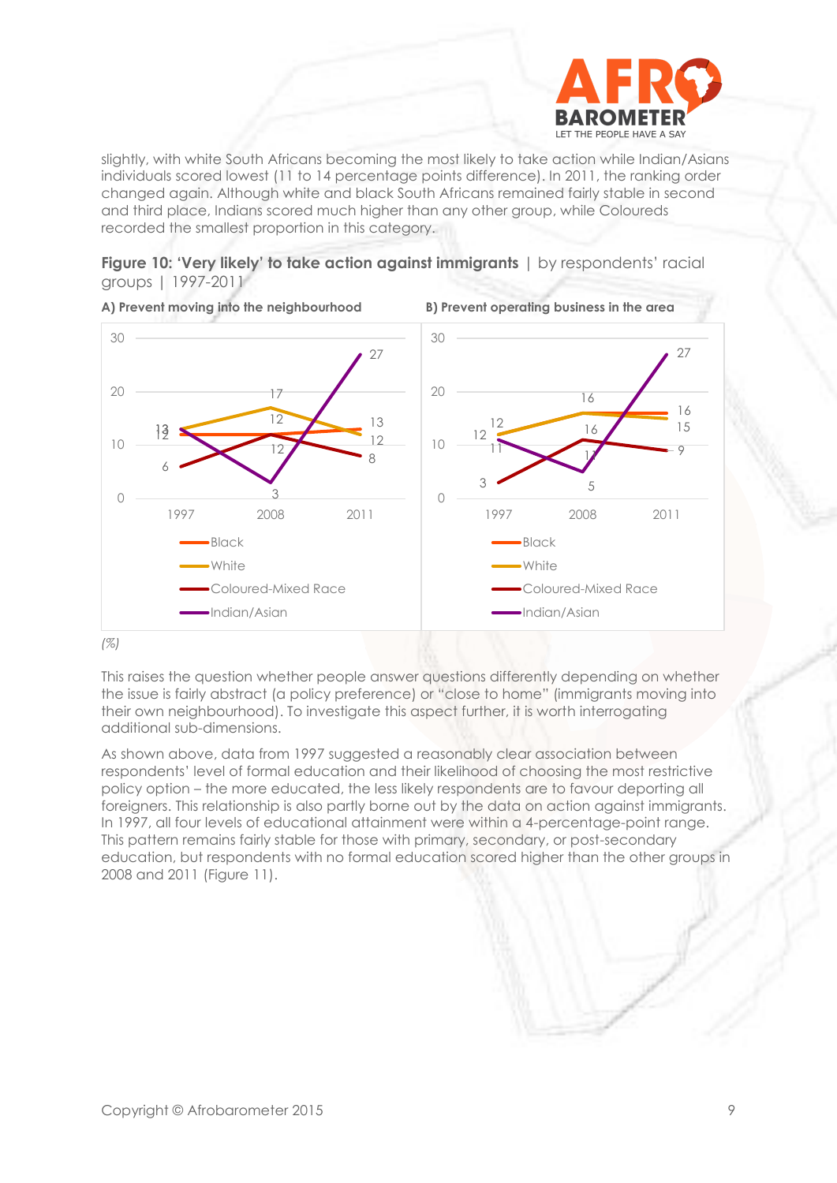slightly, with white South Africans becoming the most likely to take action while Indian/Asians individuals scored lowest (11 to 14 percentage points difference). In 2011, the ranking order changed again. Although white and black South Africans remained fairly stable in second and third place, Indians scored much higher than any other group, while Coloureds recorded the smallest proportion in this category.

**Figure 10: 'Very likely' to take action against immigrants** | by respondents' racial groups | 1997-2011

**A) Prevent moving into the neighbourhood**

| | 1997 | 2008 | 2011 |
|---|---|---|---|
| Black | 12 | 12 | 13 |
| White | 13 | 17 | 12 |
| Coloured-Mixed Race | 6 | 12 | 8 |
| Indian/Asian | 13 | 3 | 27 |

**B) Prevent operating business in the area**

| | 1997 | 2008 | 2011 |
|---|---|---|---|
| Black | 12 | 16 | 16 |
| White | 12 | 16 | 15 |
| Coloured-Mixed Race | 3 | 11 | 9 |
| Indian/Asian | 11 | 5 | 27 |

*(%)*

This raises the question whether people answer questions differently depending on whether the issue is fairly abstract (a policy preference) or "close to home" (immigrants moving into their own neighbourhood). To investigate this aspect further, it is worth interrogating additional sub-dimensions.

As shown above, data from 1997 suggested a reasonably clear association between respondents' level of formal education and their likelihood of choosing the most restrictive policy option – the more educated, the less likely respondents are to favour deporting all foreigners. This relationship is also partly borne out by the data on action against immigrants. In 1997, all four levels of educational attainment were within a 4-percentage-point range. This pattern remains fairly stable for those with primary, secondary, or post-secondary education, but respondents with no formal education scored higher than the other groups in 2008 and 2011 (Figure 11).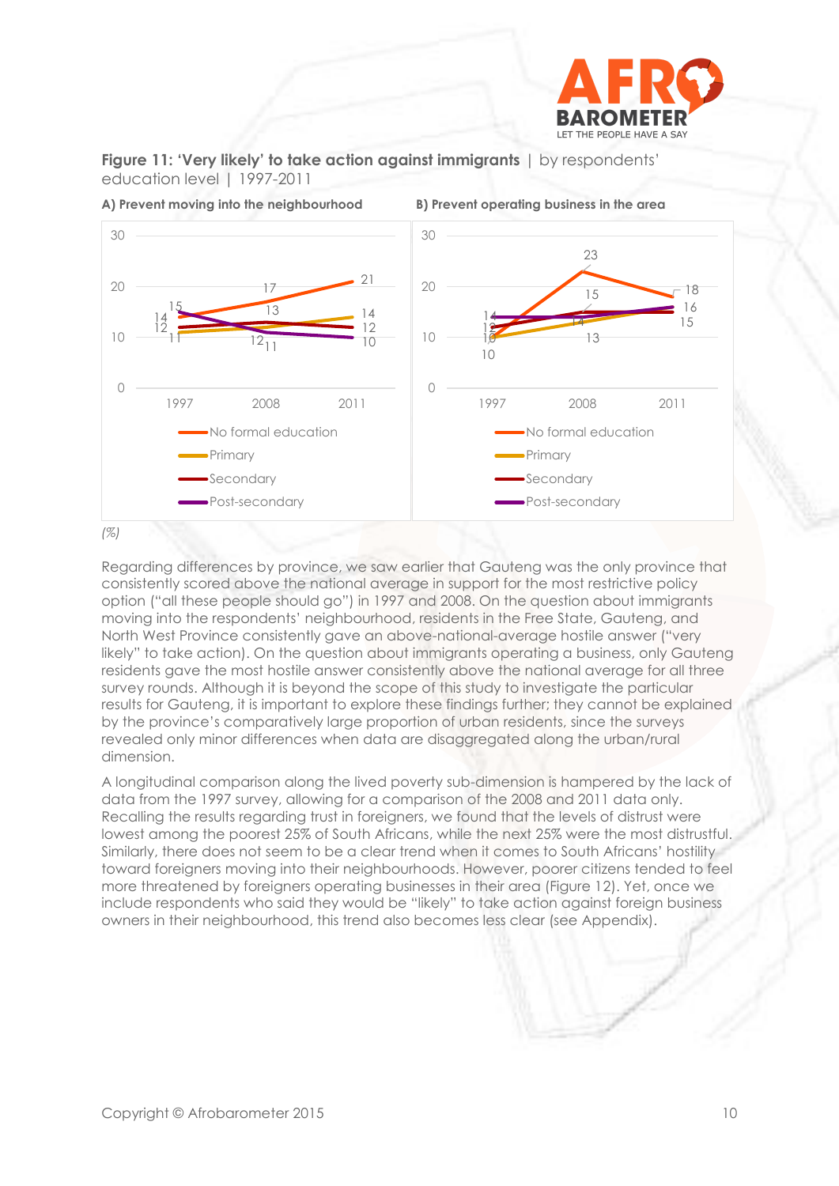**Figure 11: 'Very likely' to take action against immigrants** | by respondents' education level | 1997-2011

**A) Prevent moving into the neighbourhood**

| | 1997 | 2008 | 2011 |
|---|---|---|---|
| No formal education | 14 | 17 | 21 |
| Primary | 11 | 12 | 14 |
| Secondary | 12 | 13 | 12 |
| Post-secondary | 15 | 11 | 10 |

**B) Prevent operating business in the area**

| | 1997 | 2008 | 2011 |
|---|---|---|---|
| No formal education | 10 | 23 | 18 |
| Primary | 10 | 13 | 16 |
| Secondary | 12 | 15 | 15 |
| Post-secondary | 14 | 14 | 16 |

*(%)*

Regarding differences by province, we saw earlier that Gauteng was the only province that consistently scored above the national average in support for the most restrictive policy option ("all these people should go") in 1997 and 2008. On the question about immigrants moving into the respondents' neighbourhood, residents in the Free State, Gauteng, and North West Province consistently gave an above-national-average hostile answer ("very likely" to take action). On the question about immigrants operating a business, only Gauteng residents gave the most hostile answer consistently above the national average for all three survey rounds. Although it is beyond the scope of this study to investigate the particular results for Gauteng, it is important to explore these findings further; they cannot be explained by the province's comparatively large proportion of urban residents, since the surveys revealed only minor differences when data are disaggregated along the urban/rural dimension.

A longitudinal comparison along the lived poverty sub-dimension is hampered by the lack of data from the 1997 survey, allowing for a comparison of the 2008 and 2011 data only. Recalling the results regarding trust in foreigners, we found that the levels of distrust were lowest among the poorest 25% of South Africans, while the next 25% were the most distrustful. Similarly, there does not seem to be a clear trend when it comes to South Africans' hostility toward foreigners moving into their neighbourhoods. However, poorer citizens tended to feel more threatened by foreigners operating businesses in their area (Figure 12). Yet, once we include respondents who said they would be "likely" to take action against foreign business owners in their neighbourhood, this trend also becomes less clear (see Appendix).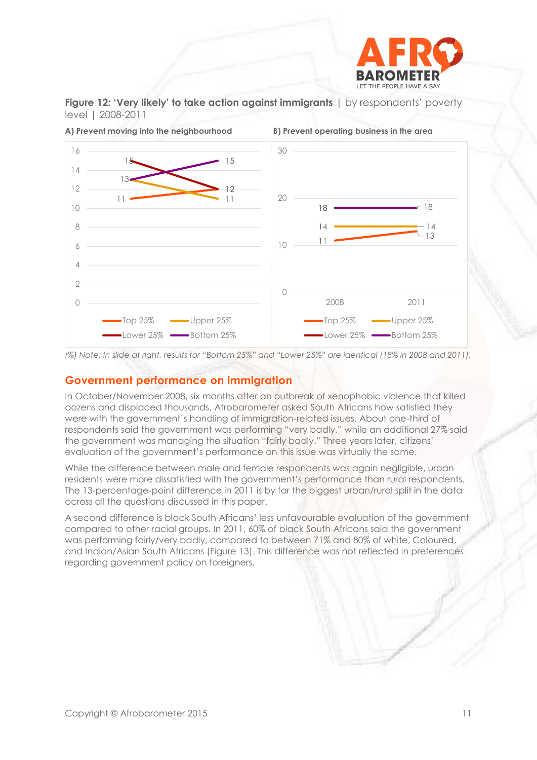**Figure 12: 'Very likely' to take action against immigrants** | by respondents' poverty level | 2008-2011

**A) Prevent moving into the neighbourhood**

| | 2008 | 2011 |
|---|---|---|
| Top 25% | 11 | 12 |
| Upper 25% | 13 | 11 |
| Lower 25% | 15 | 12 |
| Bottom 25% | 13 | 15 |

**B) Prevent operating business in the area**

| | 2008 | 2011 |
|---|---|---|
| Top 25% | 11 | 13 |
| Upper 25% | 14 | 14 |
| Lower 25% | 18 | 18 |
| Bottom 25% | 18 | 18 |

*(%) Note: In slide at right, results for "Bottom 25%" and "Lower 25%" are identical (18% in 2008 and 2011).*

## Government performance on immigration

In October/November 2008, six months after an outbreak of xenophobic violence that killed dozens and displaced thousands, Afrobarometer asked South Africans how satisfied they were with the government's handling of immigration-related issues. About one-third of respondents said the government was performing "very badly," while an additional 27% said the government was managing the situation "fairly badly." Three years later, citizens' evaluation of the government's performance on this issue was virtually the same.

While the difference between male and female respondents was again negligible, urban residents were more dissatisfied with the government's performance than rural respondents. The 13-percentage-point difference in 2011 is by far the biggest urban/rural split in the data across all the questions discussed in this paper.

A second difference is black South Africans' less unfavourable evaluation of the government compared to other racial groups. In 2011, 60% of black South Africans said the government was performing fairly/very badly, compared to between 71% and 80% of white, Coloured, and Indian/Asian South Africans (Figure 13). This difference was not reflected in preferences regarding government policy on foreigners.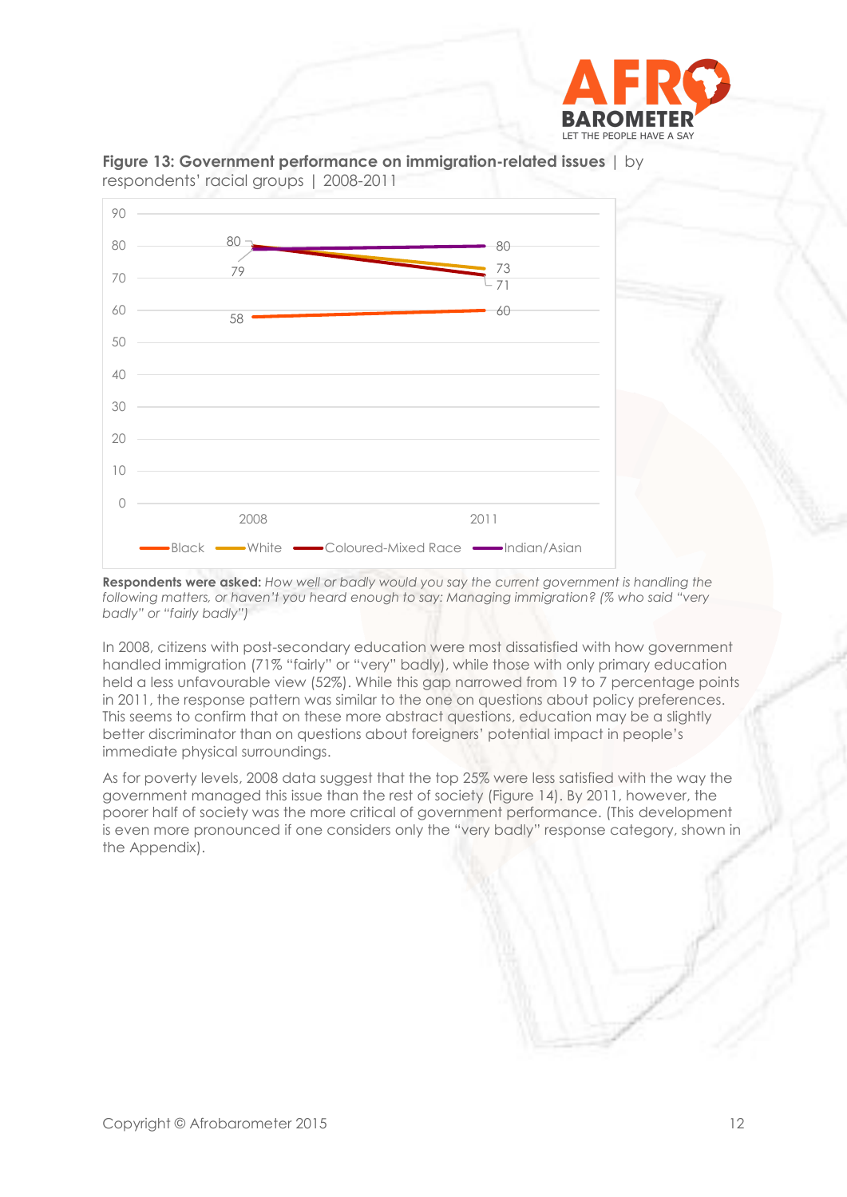**Figure 13: Government performance on immigration-related issues** | by respondents' racial groups | 2008-2011

| | 2008 | 2011 |
|---|---|---|
| Black | 58 | 60 |
| White | 79 | 73 |
| Coloured-Mixed Race | 80 | 71 |
| Indian/Asian | 79 | 80 |

**Respondents were asked:** *How well or badly would you say the current government is handling the following matters, or haven't you heard enough to say: Managing immigration? (% who said "very badly" or "fairly badly")*

In 2008, citizens with post-secondary education were most dissatisfied with how government handled immigration (71% "fairly" or "very" badly), while those with only primary education held a less unfavourable view (52%). While this gap narrowed from 19 to 7 percentage points in 2011, the response pattern was similar to the one on questions about policy preferences. This seems to confirm that on these more abstract questions, education may be a slightly better discriminator than on questions about foreigners' potential impact in people's immediate physical surroundings.

As for poverty levels, 2008 data suggest that the top 25% were less satisfied with the way the government managed this issue than the rest of society (Figure 14). By 2011, however, the poorer half of society was the more critical of government performance. (This development is even more pronounced if one considers only the "very badly" response category, shown in the Appendix).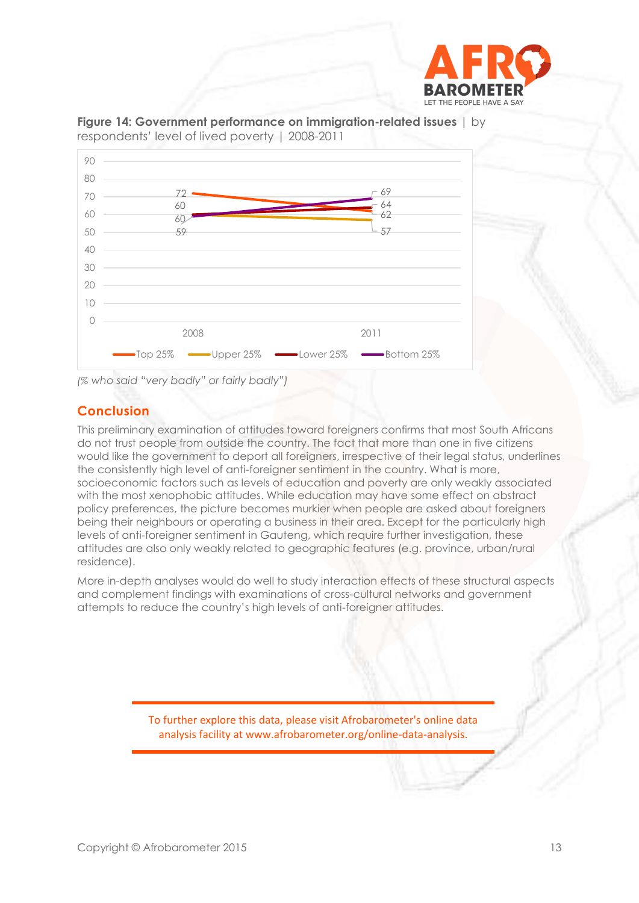**Figure 14: Government performance on immigration-related issues** | by respondents' level of lived poverty | 2008-2011

| | 2008 | 2011 |
|---|---|---|
| Top 25% | 72 | 62 |
| Upper 25% | 60 | 57 |
| Lower 25% | 60 | 64 |
| Bottom 25% | 59 | 69 |

*(% who said "very badly" or fairly badly")*

## Conclusion

This preliminary examination of attitudes toward foreigners confirms that most South Africans do not trust people from outside the country. The fact that more than one in five citizens would like the government to deport all foreigners, irrespective of their legal status, underlines the consistently high level of anti-foreigner sentiment in the country. What is more, socioeconomic factors such as levels of education and poverty are only weakly associated with the most xenophobic attitudes. While education may have some effect on abstract policy preferences, the picture becomes murkier when people are asked about foreigners being their neighbours or operating a business in their area. Except for the particularly high levels of anti-foreigner sentiment in Gauteng, which require further investigation, these attitudes are also only weakly related to geographic features (e.g. province, urban/rural residence).

More in-depth analyses would do well to study interaction effects of these structural aspects and complement findings with examinations of cross-cultural networks and government attempts to reduce the country's high levels of anti-foreigner attitudes.

To further explore this data, please visit Afrobarometer's online data analysis facility at www.afrobarometer.org/online-data-analysis.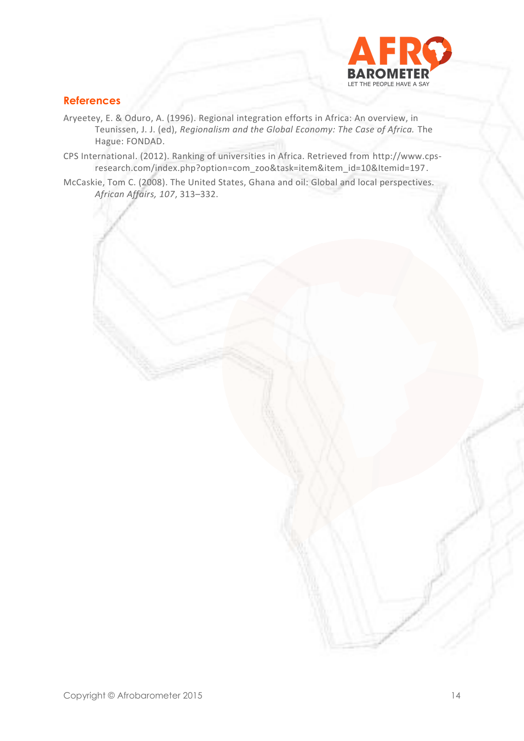## References

Aryeetey, E. & Oduro, A. (1996). Regional integration efforts in Africa: An overview, in Teunissen, J. J. (ed), *Regionalism and the Global Economy: The Case of Africa.* The Hague: FONDAD.

CPS International. (2012). Ranking of universities in Africa. Retrieved from http://www.cps-research.com/index.php?option=com_zoo&task=item&item_id=10&Itemid=197.

McCaskie, Tom C. (2008). The United States, Ghana and oil: Global and local perspectives. *African Affairs, 107*, 313–332.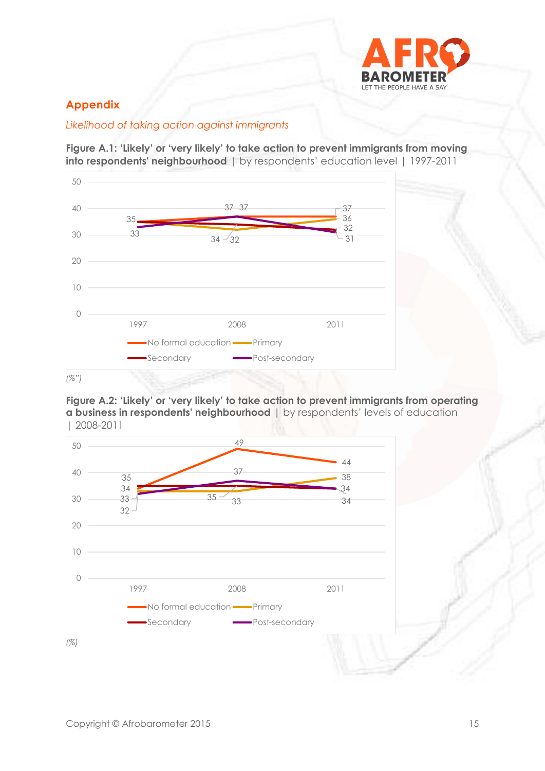## Appendix

*Likelihood of taking action against immigrants*

**Figure A.1: 'Likely' or 'very likely' to take action to prevent immigrants from moving into respondents' neighbourhood** | by respondents' education level | 1997-2011

| | 1997 | 2008 | 2011 |
|---|---|---|---|
| No formal education | 35 | 37 | 37 |
| Primary | 35 | 32 | 36 |
| Secondary | 35 | 34 | 32 |
| Post-secondary | 33 | 37 | 31 |

*(%")*

**Figure A.2: 'Likely' or 'very likely' to take action to prevent immigrants from operating a business in respondents' neighbourhood** | by respondents' levels of education | 2008-2011

| | 1997 | 2008 | 2011 |
|---|---|---|---|
| No formal education | 34 | 49 | 44 |
| Primary | 33 | 33 | 38 |
| Secondary | 35 | 35 | 34 |
| Post-secondary | 32 | 37 | 34 |

*(%)*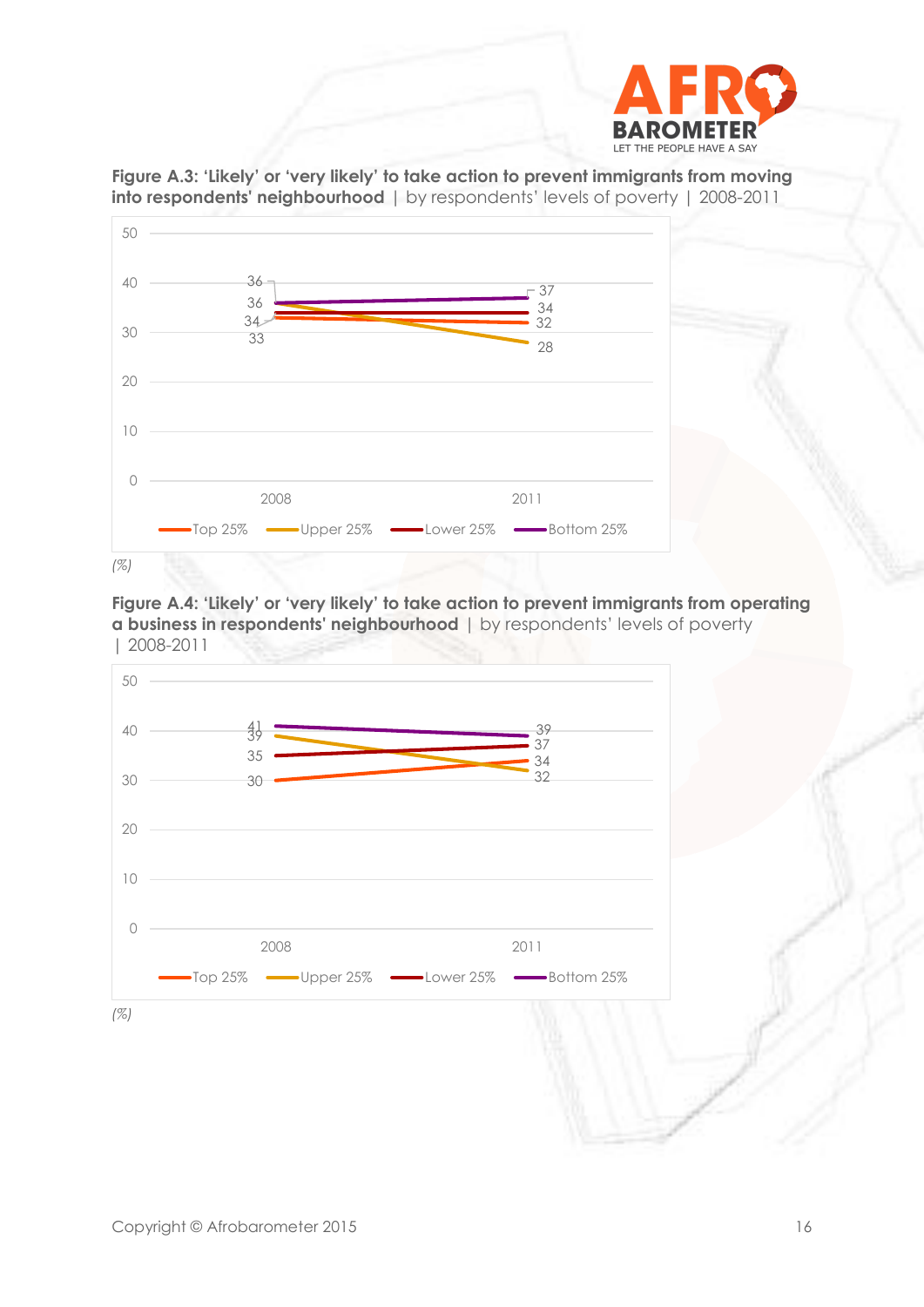**Figure A.3: 'Likely' or 'very likely' to take action to prevent immigrants from moving into respondents' neighbourhood** | by respondents' levels of poverty | 2008-2011

| | 2008 | 2011 |
|---|---|---|
| Top 25% | 33 | 32 |
| Upper 25% | 36 | 28 |
| Lower 25% | 34 | 34 |
| Bottom 25% | 36 | 37 |

*(%)*

**Figure A.4: 'Likely' or 'very likely' to take action to prevent immigrants from operating a business in respondents' neighbourhood** | by respondents' levels of poverty | 2008-2011

| | 2008 | 2011 |
|---|---|---|
| Top 25% | 30 | 34 |
| Upper 25% | 39 | 32 |
| Lower 25% | 35 | 37 |
| Bottom 25% | 41 | 39 |

*(%)*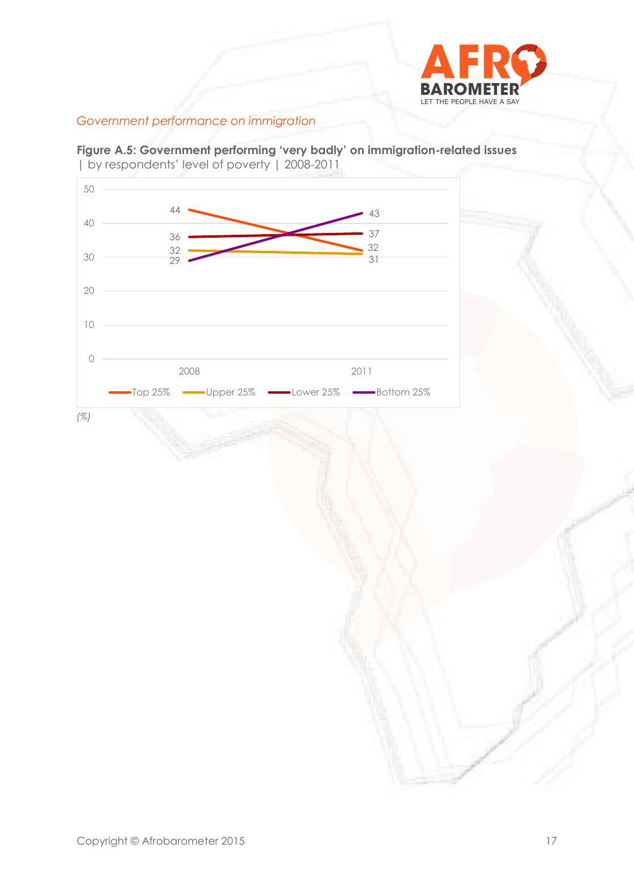*Government performance on immigration*

**Figure A.5: Government performing 'very badly' on immigration-related issues** | by respondents' level of poverty | 2008-2011

| | 2008 | 2011 |
|---|---|---|
| Top 25% | 44 | 32 |
| Upper 25% | 32 | 31 |
| Lower 25% | 36 | 37 |
| Bottom 25% | 29 | 43 |

*(%)*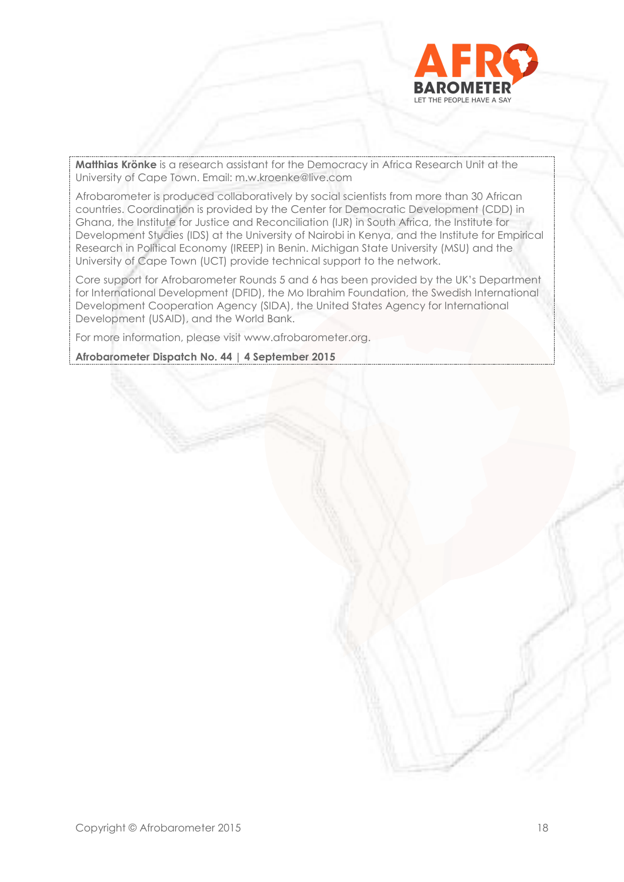**Matthias Krönke** is a research assistant for the Democracy in Africa Research Unit at the University of Cape Town. Email: m.w.kroenke@live.com

Afrobarometer is produced collaboratively by social scientists from more than 30 African countries. Coordination is provided by the Center for Democratic Development (CDD) in Ghana, the Institute for Justice and Reconciliation (IJR) in South Africa, the Institute for Development Studies (IDS) at the University of Nairobi in Kenya, and the Institute for Empirical Research in Political Economy (IREEP) in Benin. Michigan State University (MSU) and the University of Cape Town (UCT) provide technical support to the network.

Core support for Afrobarometer Rounds 5 and 6 has been provided by the UK's Department for International Development (DFID), the Mo Ibrahim Foundation, the Swedish International Development Cooperation Agency (SIDA), the United States Agency for International Development (USAID), and the World Bank.

For more information, please visit www.afrobarometer.org.

**Afrobarometer Dispatch No. 44 | 4 September 2015**